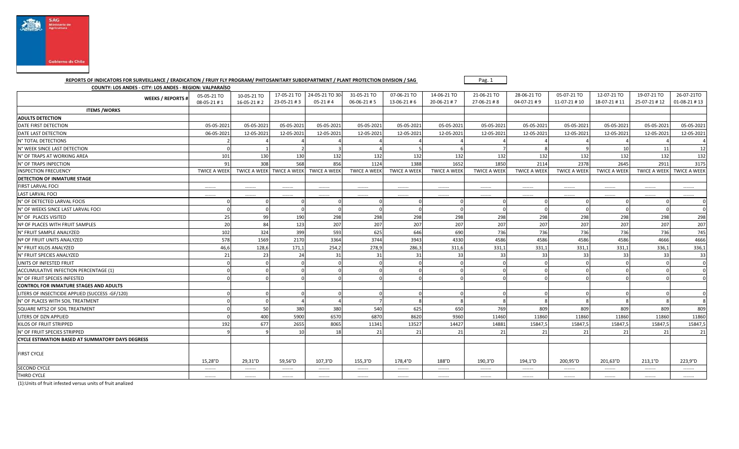**REPORTS OF INDICATORS FOR SURVEILLANCE / ERADICATION / FRUIY FLY PROGRAM/ PHITOSANITARY SUBDEPARTMENT / PLANT PROTECTION DIVISION / SAG**

**COUNTY: LOS ANDES - CITY: LOS ANDES - REGION: VALPARAÍSO**

| WEEKS / REPORTS # | 05-05-21 TO 08-05-21 # 1 | 10-05-21 TO 16-05-21 # 2 | 17-05-21 TO 23-05-21 # 3 | 24-05-21 TO 30-05-21 # 4 | 31-05-21 TO 06-06-21 # 5 | 07-06-21 TO 13-06-21 # 6 | 14-06-21 TO 20-06-21 # 7 | 21-06-21 TO 27-06-21 # 8 | 28-06-21 TO 04-07-21 # 9 | 05-07-21 TO 11-07-21 # 10 | 12-07-21 TO 18-07-21 # 11 | 19-07-21 TO 25-07-21 # 12 | 26-07-21TO 01-08-21 # 13 |
|---|---|---|---|---|---|---|---|---|---|---|---|---|---|
| **ITEMS /WORKS** | | | | | | | | | | | | | |
| **ADULTS DETECTION** | | | | | | | | | | | | | |
| DATE FIRST DETECTION | 05-05-2021 | 05-05-2021 | 05-05-2021 | 05-05-2021 | 05-05-2021 | 05-05-2021 | 05-05-2021 | 05-05-2021 | 05-05-2021 | 05-05-2021 | 05-05-2021 | 05-05-2021 | 05-05-2021 |
| DATE LAST DETECTION | 06-05-2021 | 12-05-2021 | 12-05-2021 | 12-05-2021 | 12-05-2021 | 12-05-2021 | 12-05-2021 | 12-05-2021 | 12-05-2021 | 12-05-2021 | 12-05-2021 | 12-05-2021 | 12-05-2021 |
| N° TOTAL DETECTIONS | 2 | 4 | 4 | 4 | 4 | 4 | 4 | 4 | 4 | 4 | 4 | 4 | 4 |
| N° WEEK SINCE LAST DETECTION | 0 | 1 | 2 | 3 | 4 | 5 | 6 | 7 | 8 | 9 | 10 | 11 | 12 |
| N° OF TRAPS AT WORKING AREA | 101 | 130 | 130 | 132 | 132 | 132 | 132 | 132 | 132 | 132 | 132 | 132 | 132 |
| N° OF TRAPS INPECTION | 91 | 308 | 568 | 856 | 1124 | 1388 | 1652 | 1850 | 2114 | 2378 | 2645 | 2911 | 3175 |
| INSPECTION FRECUENCY | TWICE A WEEK | TWICE A WEEK | TWICE A WEEK | TWICE A WEEK | TWICE A WEEK | TWICE A WEEK | TWICE A WEEK | TWICE A WEEK | TWICE A WEEK | TWICE A WEEK | TWICE A WEEK | TWICE A WEEK | TWICE A WEEK |
| **DETECTION OF INMATURE STAGE** | | | | | | | | | | | | | |
| FIRST LARVAL FOCI | ......... | ......... | ......... | ......... | ......... | ......... | ......... | ......... | ......... | ......... | ......... | ......... | ......... |
| LAST LARVAL FOCI | ......... | ......... | ......... | ......... | ......... | ......... | ......... | ......... | ......... | ......... | ......... | ......... | ......... |
| N° OF DETECTED LARVAL FOCIS | 0 | 0 | 0 | 0 | 0 | 0 | 0 | 0 | 0 | 0 | 0 | 0 | 0 |
| N° OF WEEKS SINCE LAST LARVAL FOCI | 0 | 0 | 0 | 0 | 0 | 0 | 0 | 0 | 0 | 0 | 0 | 0 | 0 |
| N° OF PLACES VISITED | 25 | 99 | 190 | 298 | 298 | 298 | 298 | 298 | 298 | 298 | 298 | 298 | 298 |
| Nº OF PLACES WITH FRUIT SAMPLES | 20 | 84 | 123 | 207 | 207 | 207 | 207 | 207 | 207 | 207 | 207 | 207 | 207 |
| N° FRUIT SAMPLE ANALYZED | 102 | 324 | 399 | 593 | 625 | 646 | 690 | 736 | 736 | 736 | 736 | 736 | 745 |
| Nº OF FRUIT UNITS ANALYZED | 578 | 1569 | 2170 | 3364 | 3744 | 3943 | 4330 | 4586 | 4586 | 4586 | 4586 | 4666 | 4666 |
| N° FRUIT KILOS ANALYZED | 46,6 | 128,6 | 171,1 | 254,2 | 278,9 | 286,3 | 311,6 | 331,1 | 331,1 | 331,1 | 331,1 | 336,1 | 336,1 |
| N° FRUIT SPECIES ANALYZED | 21 | 23 | 24 | 31 | 31 | 31 | 33 | 33 | 33 | 33 | 33 | 33 | 33 |
| UNITS OF INFESTED FRUIT | 0 | 0 | 0 | 0 | 0 | 0 | 0 | 0 | 0 | 0 | 0 | 0 | 0 |
| ACCUMULATIVE INFECTION PERCENTAGE (1) | 0 | 0 | 0 | 0 | 0 | 0 | 0 | 0 | 0 | 0 | 0 | 0 | 0 |
| N° OF FRUIT SPECIES INFESTED | 0 | 0 | 0 | 0 | 0 | 0 | 0 | 0 | 0 | 0 | 0 | 0 | 0 |
| **CONTROL FOR INMATURE STAGES AND ADULTS** | | | | | | | | | | | | | |
| LITERS OF INSECTICIDE APPLIED (SUCCESS -GF/120) | 0 | 0 | 0 | 0 | 0 | 0 | 0 | 0 | 0 | 0 | 0 | 0 | 0 |
| N° OF PLACES WITH SOIL TREATMENT | 0 | 0 | 4 | 4 | 7 | 8 | 8 | 8 | 8 | 8 | 8 | 8 | 8 |
| SQUARE MTS2 OF SOIL TREATMENT | 0 | 50 | 380 | 380 | 540 | 625 | 650 | 769 | 809 | 809 | 809 | 809 | 809 |
| LITERS OF DZN APPLIED | 0 | 400 | 5900 | 6570 | 6870 | 8620 | 9360 | 11460 | 11860 | 11860 | 11860 | 11860 | 11860 |
| KILOS OF FRUIT STRIPPED | 192 | 677 | 2655 | 8065 | 11341 | 13527 | 14427 | 14881 | 15847,5 | 15847,5 | 15847,5 | 15847,5 | 15847,5 |
| N° OF FRUIT SPECIES STRIPPED | 9 | 9 | 10 | 18 | 21 | 21 | 21 | 21 | 21 | 21 | 21 | 21 | 21 |
| **CYCLE ESTIMATION BASED AT SUMMATORY DAYS DEGRESS** | | | | | | | | | | | | | |
| FIRST CYCLE | 15,28°D | 29,31°D | 59,56°D | 107,3°D | 155,3°D | 178,4°D | 188°D | 190,3°D | 194,1°D | 200,95°D | 201,63°D | 213,1°D | 223,9°D |
| SECOND CYCLE | ......... | ......... | ......... | ......... | ......... | ......... | ......... | ......... | ......... | ......... | ......... | ......... | ......... |
| THIRD CYCLE | ......... | ......... | ......... | ......... | ......... | ......... | ......... | ......... | ......... | ......... | ......... | ......... | ......... |

(1):Units of fruit infested versus units of fruit analized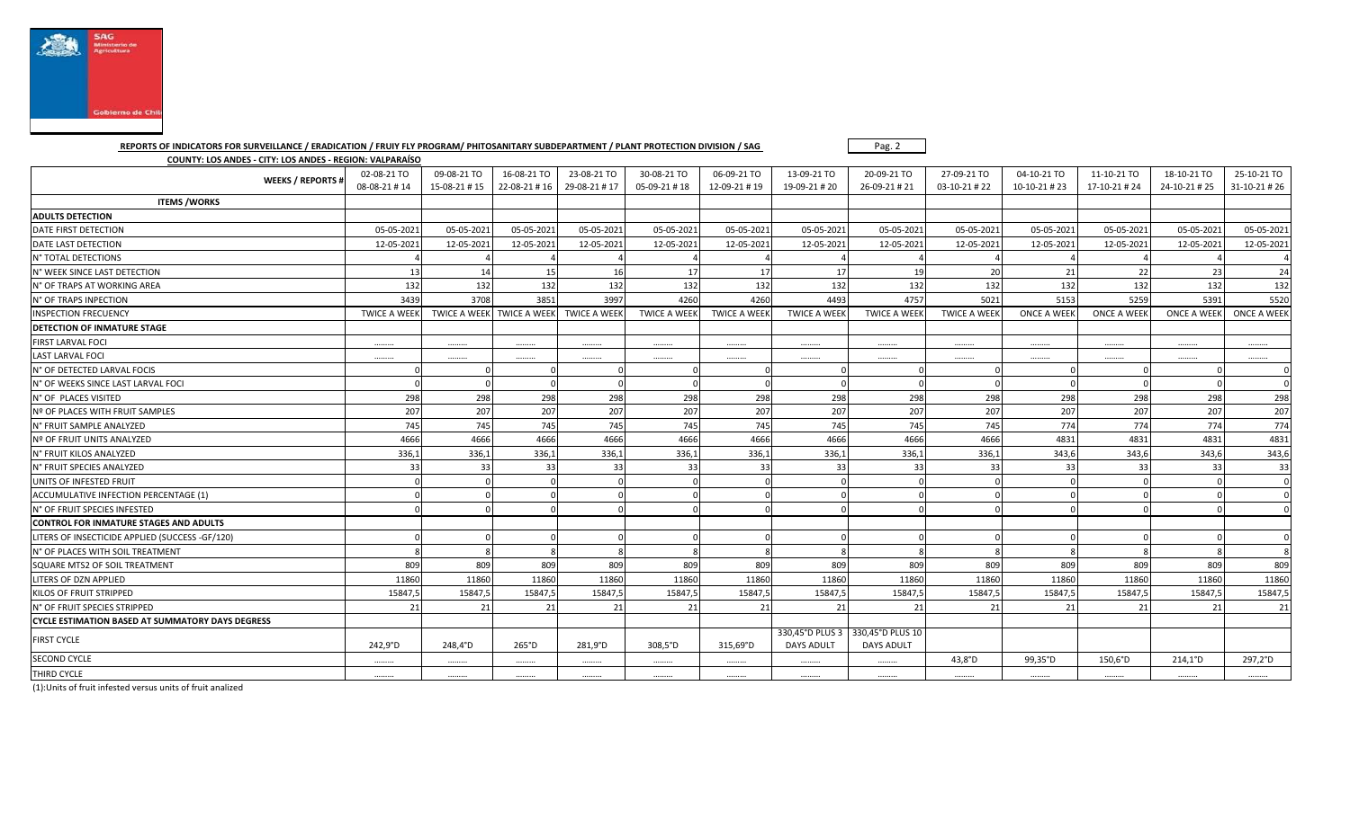**REPORTS OF INDICATORS FOR SURVEILLANCE / ERADICATION / FRUIY FLY PROGRAM/ PHITOSANITARY SUBDEPARTMENT / PLANT PROTECTION DIVISION / SAG**

**COUNTY: LOS ANDES - CITY: LOS ANDES - REGION: VALPARAÍSO**

| WEEKS / REPORTS # | 02-08-21 TO 08-08-21 # 14 | 09-08-21 TO 15-08-21 # 15 | 16-08-21 TO 22-08-21 # 16 | 23-08-21 TO 29-08-21 # 17 | 30-08-21 TO 05-09-21 # 18 | 06-09-21 TO 12-09-21 # 19 | 13-09-21 TO 19-09-21 # 20 | 20-09-21 TO 26-09-21 # 21 | 27-09-21 TO 03-10-21 # 22 | 04-10-21 TO 10-10-21 # 23 | 11-10-21 TO 17-10-21 # 24 | 18-10-21 TO 24-10-21 # 25 | 25-10-21 TO 31-10-21 # 26 |
|---|---|---|---|---|---|---|---|---|---|---|---|---|---|
| **ITEMS /WORKS** | | | | | | | | | | | | | |
| **ADULTS DETECTION** | | | | | | | | | | | | | |
| DATE FIRST DETECTION | 05-05-2021 | 05-05-2021 | 05-05-2021 | 05-05-2021 | 05-05-2021 | 05-05-2021 | 05-05-2021 | 05-05-2021 | 05-05-2021 | 05-05-2021 | 05-05-2021 | 05-05-2021 | 05-05-2021 |
| DATE LAST DETECTION | 12-05-2021 | 12-05-2021 | 12-05-2021 | 12-05-2021 | 12-05-2021 | 12-05-2021 | 12-05-2021 | 12-05-2021 | 12-05-2021 | 12-05-2021 | 12-05-2021 | 12-05-2021 | 12-05-2021 |
| N° TOTAL DETECTIONS | 4 | 4 | 4 | 4 | 4 | 4 | 4 | 4 | 4 | 4 | 4 | 4 | 4 |
| N° WEEK SINCE LAST DETECTION | 13 | 14 | 15 | 16 | 17 | 17 | 17 | 19 | 20 | 21 | 22 | 23 | 24 |
| N° OF TRAPS AT WORKING AREA | 132 | 132 | 132 | 132 | 132 | 132 | 132 | 132 | 132 | 132 | 132 | 132 | 132 |
| N° OF TRAPS INSPECTION | 3439 | 3708 | 3851 | 3997 | 4260 | 4260 | 4493 | 4757 | 5021 | 5153 | 5259 | 5391 | 5520 |
| INSPECTION FRECUENCY | TWICE A WEEK | TWICE A WEEK | TWICE A WEEK | TWICE A WEEK | TWICE A WEEK | TWICE A WEEK | TWICE A WEEK | TWICE A WEEK | TWICE A WEEK | ONCE A WEEK | ONCE A WEEK | ONCE A WEEK | ONCE A WEEK |
| **DETECTION OF INMATURE STAGE** | | | | | | | | | | | | | |
| FIRST LARVAL FOCI | ……… | ……… | ……… | ……… | ……… | ……… | ……… | ……… | ……… | ……… | ……… | ……… | ……… |
| LAST LARVAL FOCI | ……… | ……… | ……… | ……… | ……… | ……… | ……… | ……… | ……… | ……… | ……… | ……… | ……… |
| N° OF DETECTED LARVAL FOCIS | 0 | 0 | 0 | 0 | 0 | 0 | 0 | 0 | 0 | 0 | 0 | 0 | 0 |
| N° OF WEEKS SINCE LAST LARVAL FOCI | 0 | 0 | 0 | 0 | 0 | 0 | 0 | 0 | 0 | 0 | 0 | 0 | 0 |
| N° OF PLACES VISITED | 298 | 298 | 298 | 298 | 298 | 298 | 298 | 298 | 298 | 298 | 298 | 298 | 298 |
| Nº OF PLACES WITH FRUIT SAMPLES | 207 | 207 | 207 | 207 | 207 | 207 | 207 | 207 | 207 | 207 | 207 | 207 | 207 |
| N° FRUIT SAMPLE ANALYZED | 745 | 745 | 745 | 745 | 745 | 745 | 745 | 745 | 745 | 774 | 774 | 774 | 774 |
| Nº OF FRUIT UNITS ANALYZED | 4666 | 4666 | 4666 | 4666 | 4666 | 4666 | 4666 | 4666 | 4666 | 4831 | 4831 | 4831 | 4831 |
| N° FRUIT KILOS ANALYZED | 336,1 | 336,1 | 336,1 | 336,1 | 336,1 | 336,1 | 336,1 | 336,1 | 336,1 | 343,6 | 343,6 | 343,6 | 343,6 |
| N° FRUIT SPECIES ANALYZED | 33 | 33 | 33 | 33 | 33 | 33 | 33 | 33 | 33 | 33 | 33 | 33 | 33 |
| UNITS OF INFESTED FRUIT | 0 | 0 | 0 | 0 | 0 | 0 | 0 | 0 | 0 | 0 | 0 | 0 | 0 |
| ACCUMULATIVE INFECTION PERCENTAGE (1) | 0 | 0 | 0 | 0 | 0 | 0 | 0 | 0 | 0 | 0 | 0 | 0 | 0 |
| N° OF FRUIT SPECIES INFESTED | 0 | 0 | 0 | 0 | 0 | 0 | 0 | 0 | 0 | 0 | 0 | 0 | 0 |
| **CONTROL FOR INMATURE STAGES AND ADULTS** | | | | | | | | | | | | | |
| LITERS OF INSECTICIDE APPLIED (SUCCESS -GF/120) | 0 | 0 | 0 | 0 | 0 | 0 | 0 | 0 | 0 | 0 | 0 | 0 | 0 |
| N° OF PLACES WITH SOIL TREATMENT | 8 | 8 | 8 | 8 | 8 | 8 | 8 | 8 | 8 | 8 | 8 | 8 | 8 |
| SQUARE MTS2 OF SOIL TREATMENT | 809 | 809 | 809 | 809 | 809 | 809 | 809 | 809 | 809 | 809 | 809 | 809 | 809 |
| LITERS OF DZN APPLIED | 11860 | 11860 | 11860 | 11860 | 11860 | 11860 | 11860 | 11860 | 11860 | 11860 | 11860 | 11860 | 11860 |
| KILOS OF FRUIT STRIPPED | 15847,5 | 15847,5 | 15847,5 | 15847,5 | 15847,5 | 15847,5 | 15847,5 | 15847,5 | 15847,5 | 15847,5 | 15847,5 | 15847,5 | 15847,5 |
| N° OF FRUIT SPECIES STRIPPED | 21 | 21 | 21 | 21 | 21 | 21 | 21 | 21 | 21 | 21 | 21 | 21 | 21 |
| **CYCLE ESTIMATION BASED AT SUMMATORY DAYS DEGRESS** | | | | | | | | | | | | | |
| FIRST CYCLE | 242,9°D | 248,4°D | 265°D | 281,9°D | 308,5°D | 315,69°D | 330,45°D PLUS 3 DAYS ADULT | 330,45°D PLUS 10 DAYS ADULT | | | | | |
| SECOND CYCLE | ……… | ……… | ……… | ……… | ……… | ……… | ……… | ……… | 43,8°D | 99,35°D | 150,6°D | 214,1°D | 297,2°D |
| THIRD CYCLE | ……… | ……… | ……… | ……… | ……… | ……… | ……… | ……… | ……… | ……… | ……… | ……… | ……… |

(1):Units of fruit infested versus units of fruit analized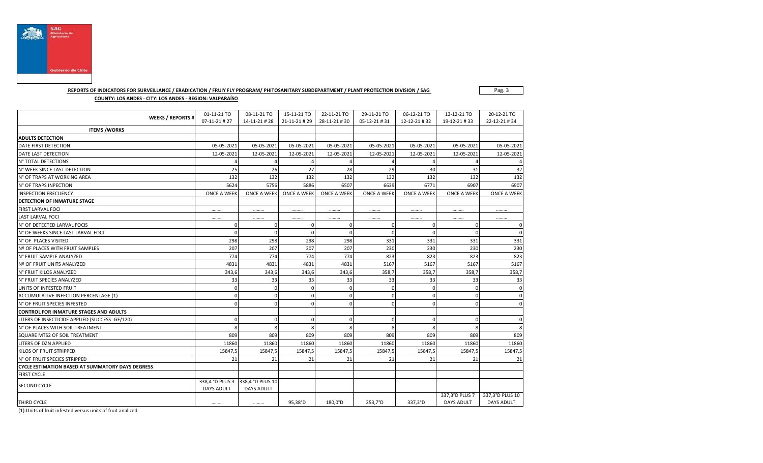SAG Ministerio de Agricultura

Gobierno de Chile

**REPORTS OF INDICATORS FOR SURVEILLANCE / ERADICATION / FRUIY FLY PROGRAM/ PHITOSANITARY SUBDEPARTMENT / PLANT PROTECTION DIVISION / SAG**

**COUNTY: LOS ANDES - CITY: LOS ANDES - REGION: VALPARAÍSO**

| WEEKS / REPORTS # | 01-11-21 TO 07-11-21 # 27 | 08-11-21 TO 14-11-21 # 28 | 15-11-21 TO 21-11-21 # 29 | 22-11-21 TO 28-11-21 # 30 | 29-11-21 TO 05-12-21 # 31 | 06-12-21 TO 12-12-21 # 32 | 13-12-21 TO 19-12-21 # 33 | 20-12-21 TO 22-12-21 # 34 |
|---|---|---|---|---|---|---|---|---|
| **ITEMS /WORKS** | | | | | | | | |
| **ADULTS DETECTION** | | | | | | | | |
| DATE FIRST DETECTION | 05-05-2021 | 05-05-2021 | 05-05-2021 | 05-05-2021 | 05-05-2021 | 05-05-2021 | 05-05-2021 | 05-05-2021 |
| DATE LAST DETECTION | 12-05-2021 | 12-05-2021 | 12-05-2021 | 12-05-2021 | 12-05-2021 | 12-05-2021 | 12-05-2021 | 12-05-2021 |
| N° TOTAL DETECTIONS | 4 | 4 | 4 | 4 | 4 | 4 | 4 | 4 |
| N° WEEK SINCE LAST DETECTION | 25 | 26 | 27 | 28 | 29 | 30 | 31 | 32 |
| N° OF TRAPS AT WORKING AREA | 132 | 132 | 132 | 132 | 132 | 132 | 132 | 132 |
| N° OF TRAPS INPECTION | 5624 | 5756 | 5886 | 6507 | 6639 | 6771 | 6907 | 6907 |
| INSPECTION FRECUENCY | ONCE A WEEK | ONCE A WEEK | ONCE A WEEK | ONCE A WEEK | ONCE A WEEK | ONCE A WEEK | ONCE A WEEK | ONCE A WEEK |
| **DETECTION OF INMATURE STAGE** | | | | | | | | |
| FIRST LARVAL FOCI | ……… | ……… | ……… | ……… | ……… | ……… | ……… | ……… |
| LAST LARVAL FOCI | ……… | ……… | ……… | ……… | ……… | ……… | ……… | ……… |
| N° OF DETECTED LARVAL FOCIS | 0 | 0 | 0 | 0 | 0 | 0 | 0 | 0 |
| N° OF WEEKS SINCE LAST LARVAL FOCI | 0 | 0 | 0 | 0 | 0 | 0 | 0 | 0 |
| N° OF PLACES VISITED | 298 | 298 | 298 | 298 | 331 | 331 | 331 | 331 |
| Nº OF PLACES WITH FRUIT SAMPLES | 207 | 207 | 207 | 207 | 230 | 230 | 230 | 230 |
| N° FRUIT SAMPLE ANALYZED | 774 | 774 | 774 | 774 | 823 | 823 | 823 | 823 |
| Nº OF FRUIT UNITS ANALYZED | 4831 | 4831 | 4831 | 4831 | 5167 | 5167 | 5167 | 5167 |
| N° FRUIT KILOS ANALYZED | 343,6 | 343,6 | 343,6 | 343,6 | 358,7 | 358,7 | 358,7 | 358,7 |
| N° FRUIT SPECIES ANALYZED | 33 | 33 | 33 | 33 | 33 | 33 | 33 | 33 |
| UNITS OF INFESTED FRUIT | 0 | 0 | 0 | 0 | 0 | 0 | 0 | 0 |
| ACCUMULATIVE INFECTION PERCENTAGE (1) | 0 | 0 | 0 | 0 | 0 | 0 | 0 | 0 |
| N° OF FRUIT SPECIES INFESTED | 0 | 0 | 0 | 0 | 0 | 0 | 0 | 0 |
| **CONTROL FOR INMATURE STAGES AND ADULTS** | | | | | | | | |
| LITERS OF INSECTICIDE APPLIED (SUCCESS -GF/120) | 0 | 0 | 0 | 0 | 0 | 0 | 0 | 0 |
| N° OF PLACES WITH SOIL TREATMENT | 8 | 8 | 8 | 8 | 8 | 8 | 8 | 8 |
| SQUARE MTS2 OF SOIL TREATMENT | 809 | 809 | 809 | 809 | 809 | 809 | 809 | 809 |
| LITERS OF DZN APPLIED | 11860 | 11860 | 11860 | 11860 | 11860 | 11860 | 11860 | 11860 |
| KILOS OF FRUIT STRIPPED | 15847,5 | 15847,5 | 15847,5 | 15847,5 | 15847,5 | 15847,5 | 15847,5 | 15847,5 |
| N° OF FRUIT SPECIES STRIPPED | 21 | 21 | 21 | 21 | 21 | 21 | 21 | 21 |
| **CYCLE ESTIMATION BASED AT SUMMATORY DAYS DEGRESS** | | | | | | | | |
| FIRST CYCLE | | | | | | | | |
| SECOND CYCLE | 338,4 °D PLUS 3 DAYS ADULT | 338,4 °D PLUS 10 DAYS ADULT | | | | | | |
| THIRD CYCLE | ……… | ……… | 95,38°D | 180,0°D | 253,7°D | 337,3°D | 337,3°D PLUS 7 DAYS ADULT | 337,3°D PLUS 10 DAYS ADULT |

(1):Units of fruit infested versus units of fruit analized